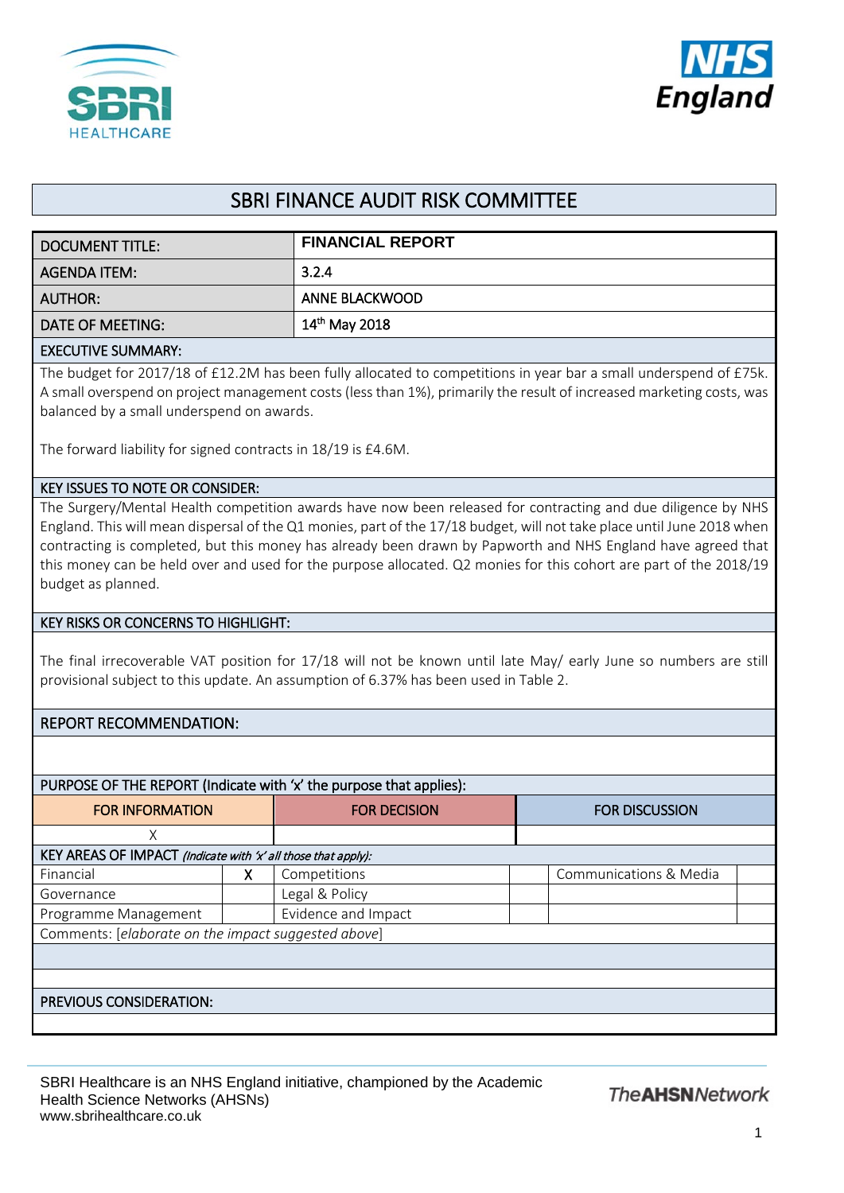# SBRI FINANCE AUDIT RISK COMMITTEE

| | |
|---|---|
| DOCUMENT TITLE: | **FINANCIAL REPORT** |
| AGENDA ITEM: | 3.2.4 |
| AUTHOR: | ANNE BLACKWOOD |
| DATE OF MEETING: | 14th May 2018 |

**EXECUTIVE SUMMARY:**

The budget for 2017/18 of £12.2M has been fully allocated to competitions in year bar a small underspend of £75k. A small overspend on project management costs (less than 1%), primarily the result of increased marketing costs, was balanced by a small underspend on awards.

The forward liability for signed contracts in 18/19 is £4.6M.

**KEY ISSUES TO NOTE OR CONSIDER:**

The Surgery/Mental Health competition awards have now been released for contracting and due diligence by NHS England. This will mean dispersal of the Q1 monies, part of the 17/18 budget, will not take place until June 2018 when contracting is completed, but this money has already been drawn by Papworth and NHS England have agreed that this money can be held over and used for the purpose allocated. Q2 monies for this cohort are part of the 2018/19 budget as planned.

**KEY RISKS OR CONCERNS TO HIGHLIGHT:**

The final irrecoverable VAT position for 17/18 will not be known until late May/ early June so numbers are still provisional subject to this update. An assumption of 6.37% has been used in Table 2.

**REPORT RECOMMENDATION:**

**PURPOSE OF THE REPORT (Indicate with 'x' the purpose that applies):**

| FOR INFORMATION | FOR DECISION | FOR DISCUSSION |
|---|---|---|
| X | | |

**KEY AREAS OF IMPACT** *(Indicate with 'x' all those that apply):*

| | | | | | |
|---|---|---|---|---|---|
| Financial | X | Competitions | | Communications & Media | |
| Governance | | Legal & Policy | | | |
| Programme Management | | Evidence and Impact | | | |

Comments: [*elaborate on the impact suggested above*]

**PREVIOUS CONSIDERATION:**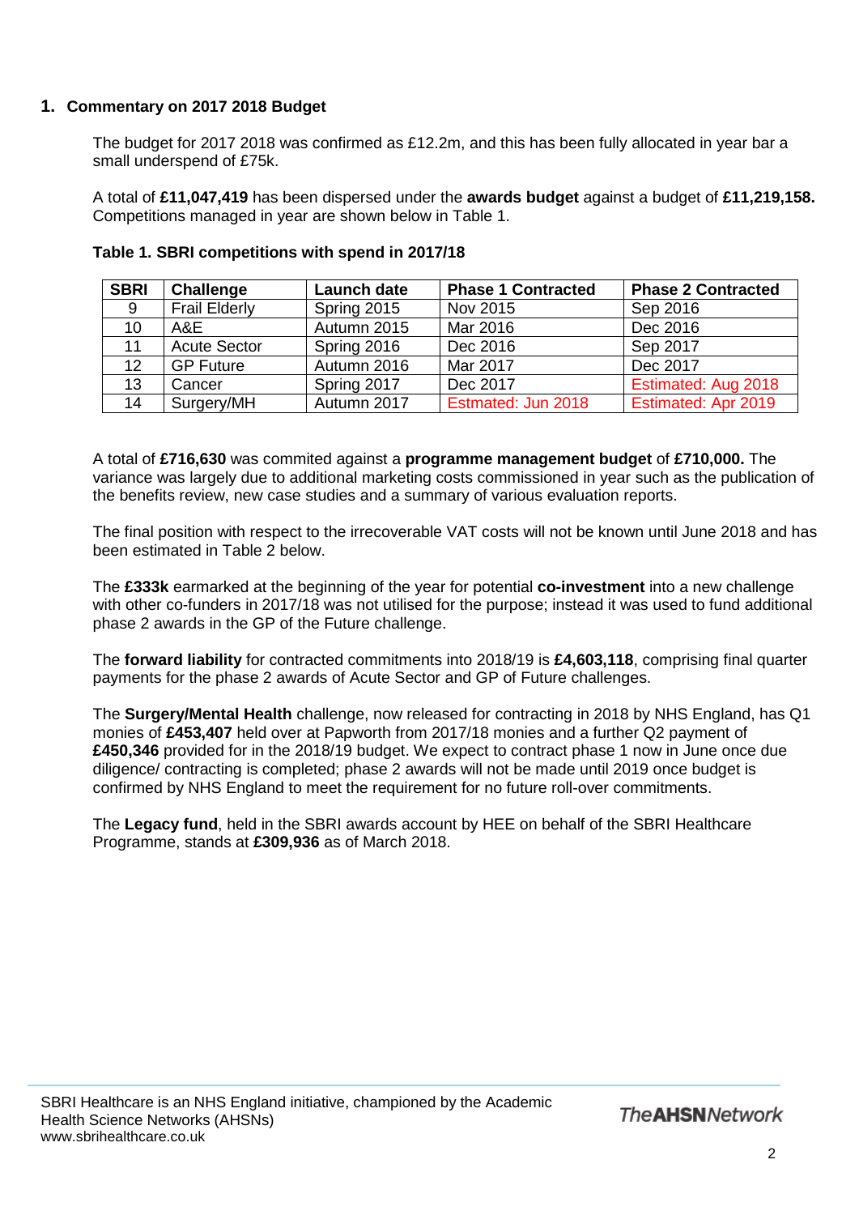## 1. Commentary on 2017 2018 Budget

The budget for 2017 2018 was confirmed as £12.2m, and this has been fully allocated in year bar a small underspend of £75k.

A total of **£11,047,419** has been dispersed under the **awards budget** against a budget of **£11,219,158.** Competitions managed in year are shown below in Table 1.

**Table 1. SBRI competitions with spend in 2017/18**

| SBRI | Challenge | Launch date | Phase 1 Contracted | Phase 2 Contracted |
|---|---|---|---|---|
| 9 | Frail Elderly | Spring 2015 | Nov 2015 | Sep 2016 |
| 10 | A&E | Autumn 2015 | Mar 2016 | Dec 2016 |
| 11 | Acute Sector | Spring 2016 | Dec 2016 | Sep 2017 |
| 12 | GP Future | Autumn 2016 | Mar 2017 | Dec 2017 |
| 13 | Cancer | Spring 2017 | Dec 2017 | Estimated: Aug 2018 |
| 14 | Surgery/MH | Autumn 2017 | Estmated: Jun 2018 | Estimated: Apr 2019 |

A total of **£716,630** was commited against a **programme management budget** of **£710,000.** The variance was largely due to additional marketing costs commissioned in year such as the publication of the benefits review, new case studies and a summary of various evaluation reports.

The final position with respect to the irrecoverable VAT costs will not be known until June 2018 and has been estimated in Table 2 below.

The **£333k** earmarked at the beginning of the year for potential **co-investment** into a new challenge with other co-funders in 2017/18 was not utilised for the purpose; instead it was used to fund additional phase 2 awards in the GP of the Future challenge.

The **forward liability** for contracted commitments into 2018/19 is **£4,603,118**, comprising final quarter payments for the phase 2 awards of Acute Sector and GP of Future challenges.

The **Surgery/Mental Health** challenge, now released for contracting in 2018 by NHS England, has Q1 monies of **£453,407** held over at Papworth from 2017/18 monies and a further Q2 payment of **£450,346** provided for in the 2018/19 budget. We expect to contract phase 1 now in June once due diligence/ contracting is completed; phase 2 awards will not be made until 2019 once budget is confirmed by NHS England to meet the requirement for no future roll-over commitments.

The **Legacy fund**, held in the SBRI awards account by HEE on behalf of the SBRI Healthcare Programme, stands at **£309,936** as of March 2018.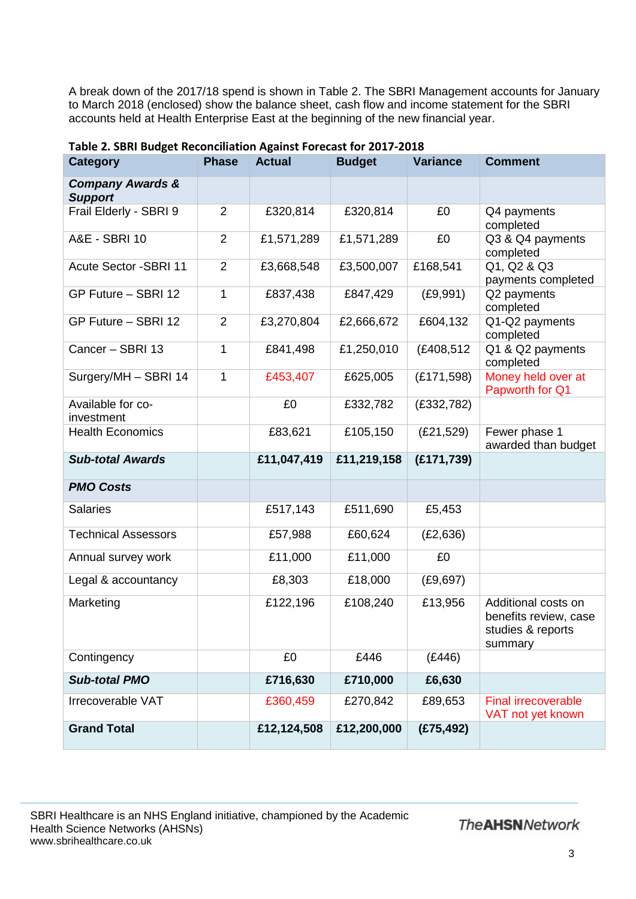A break down of the 2017/18 spend is shown in Table 2. The SBRI Management accounts for January to March 2018 (enclosed) show the balance sheet, cash flow and income statement for the SBRI accounts held at Health Enterprise East at the beginning of the new financial year.

**Table 2. SBRI Budget Reconciliation Against Forecast for 2017-2018**

| Category | Phase | Actual | Budget | Variance | Comment |
|---|---|---|---|---|---|
| ***Company Awards & Support*** | | | | | |
| Frail Elderly - SBRI 9 | 2 | £320,814 | £320,814 | £0 | Q4 payments completed |
| A&E - SBRI 10 | 2 | £1,571,289 | £1,571,289 | £0 | Q3 & Q4 payments completed |
| Acute Sector -SBRI 11 | 2 | £3,668,548 | £3,500,007 | £168,541 | Q1, Q2 & Q3 payments completed |
| GP Future – SBRI 12 | 1 | £837,438 | £847,429 | (£9,991) | Q2 payments completed |
| GP Future – SBRI 12 | 2 | £3,270,804 | £2,666,672 | £604,132 | Q1-Q2 payments completed |
| Cancer – SBRI 13 | 1 | £841,498 | £1,250,010 | (£408,512 | Q1 & Q2 payments completed |
| Surgery/MH – SBRI 14 | 1 | £453,407 | £625,005 | (£171,598) | Money held over at Papworth for Q1 |
| Available for co-investment | | £0 | £332,782 | (£332,782) | |
| Health Economics | | £83,621 | £105,150 | (£21,529) | Fewer phase 1 awarded than budget |
| ***Sub-total Awards*** | | **£11,047,419** | **£11,219,158** | **(£171,739)** | |
| ***PMO Costs*** | | | | | |
| Salaries | | £517,143 | £511,690 | £5,453 | |
| Technical Assessors | | £57,988 | £60,624 | (£2,636) | |
| Annual survey work | | £11,000 | £11,000 | £0 | |
| Legal & accountancy | | £8,303 | £18,000 | (£9,697) | |
| Marketing | | £122,196 | £108,240 | £13,956 | Additional costs on benefits review, case studies & reports summary |
| Contingency | | £0 | £446 | (£446) | |
| ***Sub-total PMO*** | | **£716,630** | **£710,000** | **£6,630** | |
| Irrecoverable VAT | | £360,459 | £270,842 | £89,653 | Final irrecoverable VAT not yet known |
| **Grand Total** | | **£12,124,508** | **£12,200,000** | **(£75,492)** | |

SBRI Healthcare is an NHS England initiative, championed by the Academic Health Science Networks (AHSNs)
www.sbrihealthcare.co.uk

The AHSN Network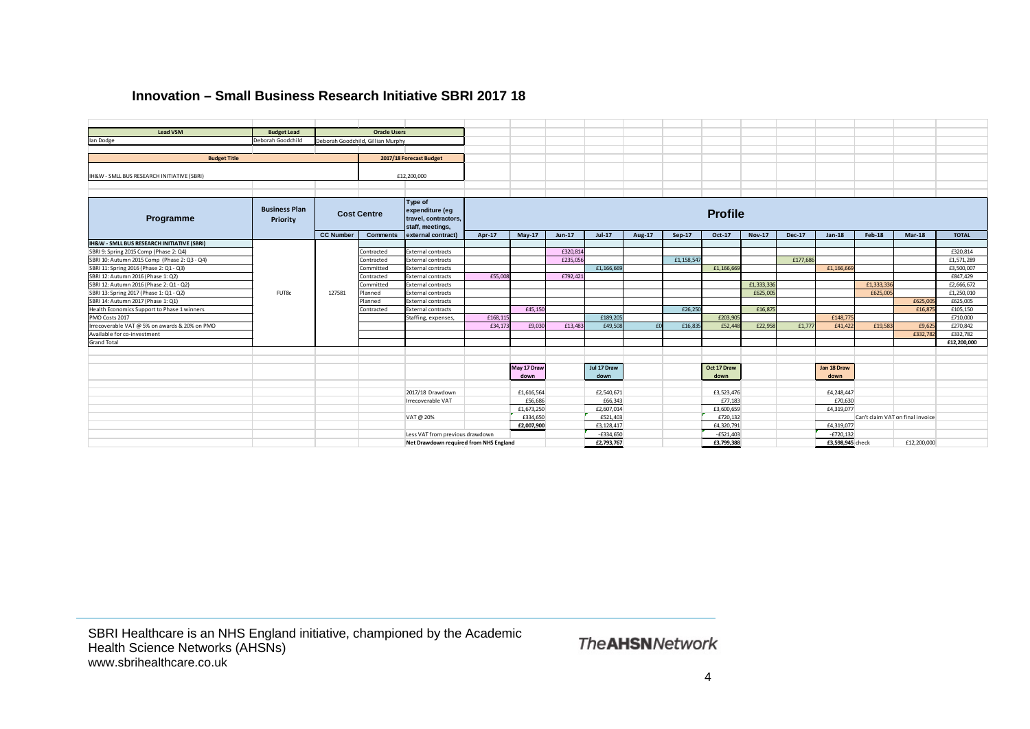## Innovation – Small Business Research Initiative SBRI 2017 18

| Lead VSM | Budget Lead | Oracle Users |
|---|---|---|
| Ian Dodge | Deborah Goodchild | Deborah Goodchild, Gillian Murphy |

| Budget Title | 2017/18 Forecast Budget |
|---|---|
| IH&W - SMLL BUS RESEARCH INITIATIVE (SBRI) | £12,200,000 |

| Programme | Business Plan Priority | Cost Centre | | Type of expenditure (eg travel, contractors, staff, meetings, external contract) | Profile | | | | | | | | | | | | |
|---|---|---|---|---|---|---|---|---|---|---|---|---|---|---|---|---|---|
| | | CC Number | Comments | | Apr-17 | May-17 | Jun-17 | Jul-17 | Aug-17 | Sep-17 | Oct-17 | Nov-17 | Dec-17 | Jan-18 | Feb-18 | Mar-18 | TOTAL |
| **IH&W - SMLL BUS RESEARCH INITIATIVE (SBRI)** | | | | | | | | | | | | | | | | | |
| SBRI 9: Spring 2015 Comp (Phase 2: Q4) | | | Contracted | External contracts | | | £320,814 | | | | | | | | | | £320,814 |
| SBRI 10: Autumn 2015 Comp (Phase 2: Q3 - Q4) | | | Contracted | External contracts | | | £235,056 | | | £1,158,547 | | | £177,686 | | | | £1,571,289 |
| SBRI 11: Spring 2016 (Phase 2: Q1 - Q3) | | | Committed | External contracts | | | | £1,166,669 | | | £1,166,669 | | | £1,166,669 | | | £3,500,007 |
| SBRI 12: Autumn 2016 (Phase 1: Q2) | | | Contracted | External contracts | £55,008 | | £792,421 | | | | | | | | | | £847,429 |
| SBRI 12: Autumn 2016 (Phase 2: Q1 - Q2) | | | Committed | External contracts | | | | | | | | £1,333,336 | | | £1,333,336 | | £2,666,672 |
| SBRI 13: Spring 2017 (Phase 1: Q1 - Q2) | FUT8c | 127581 | Planned | External contracts | | | | | | | | £625,005 | | | £625,005 | | £1,250,010 |
| SBRI 14: Autumn 2017 (Phase 1: Q1) | | | Planned | External contracts | | | | | | | | | | | | £625,005 | £625,005 |
| Health Economics Support to Phase 1 winners | | | Contracted | External contracts | | £45,150 | | | | £26,250 | | £16,875 | | | | £16,875 | £105,150 |
| PMO Costs 2017 | | | | Staffing, expenses, | £168,115 | | | £189,205 | | | £203,905 | | | £148,775 | | | £710,000 |
| Irrecoverable VAT @ 5% on awards & 20% on PMO | | | | | £34,173 | £9,030 | £13,483 | £49,508 | £0 | £16,835 | £52,448 | £22,958 | £1,777 | £41,422 | £19,583 | £9,625 | £270,842 |
| Available for co-investment | | | | | | | | | | | | | | | | £332,782 | £332,782 |
| Grand Total | | | | | | | | | | | | | | | | | **£12,200,000** |

| | May 17 Draw down | Jul 17 Draw down | Oct 17 Draw down | Jan 18 Draw down | | |
|---|---|---|---|---|---|---|
| 2017/18 Drawdown | £1,616,564 | £2,540,671 | £3,523,476 | £4,248,447 | | |
| Irrecoverable VAT | £56,686 | £66,343 | £77,183 | £70,630 | | |
| | £1,673,250 | £2,607,014 | £3,600,659 | £4,319,077 | | |
| VAT @ 20% | £334,650 | £521,403 | £720,132 | | Can't claim VAT on final invoice | |
| | **£2,007,900** | £3,128,417 | £4,320,791 | £4,319,077 | | |
| Less VAT from previous drawdown | | -£334,650 | -£521,403 | -£720,132 | | |
| **Net Drawdown required from NHS England** | | **£2,793,767** | **£3,799,388** | **£3,598,945** | check | £12,200,000 |

SBRI Healthcare is an NHS England initiative, championed by the Academic Health Science Networks (AHSNs)
www.sbrihealthcare.co.uk

The**AHSN**Network